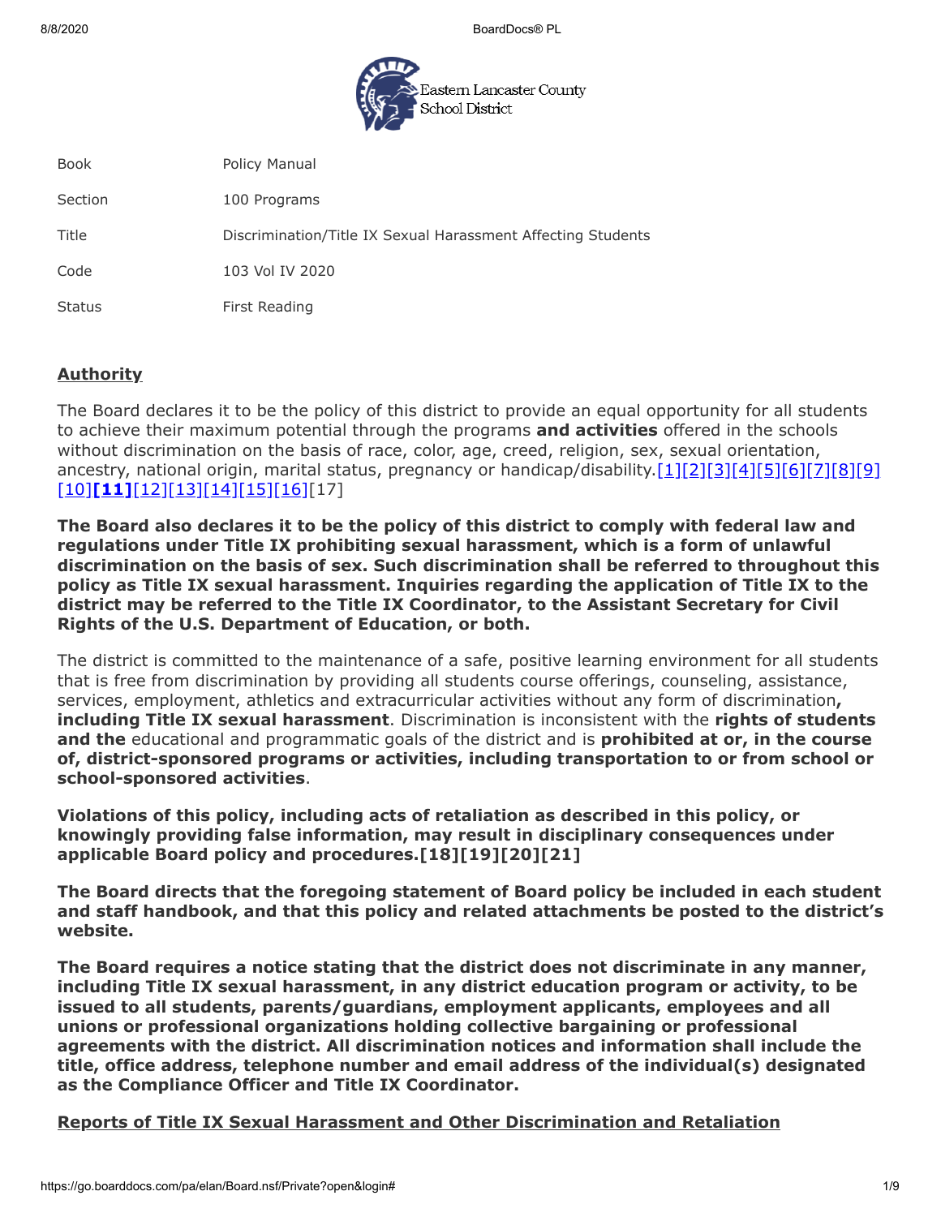Eastern Lancaster County School District

| | |
|---|---|
| Book | Policy Manual |
| Section | 100 Programs |
| Title | Discrimination/Title IX Sexual Harassment Affecting Students |
| Code | 103 Vol IV 2020 |
| Status | First Reading |

## Authority

The Board declares it to be the policy of this district to provide an equal opportunity for all students to achieve their maximum potential through the programs **and activities** offered in the schools without discrimination on the basis of race, color, age, creed, religion, sex, sexual orientation, ancestry, national origin, marital status, pregnancy or handicap/disability.[1][2][3][4][5][6][7][8][9][10]**[11]**[12][13][14][15][16][17]

**The Board also declares it to be the policy of this district to comply with federal law and regulations under Title IX prohibiting sexual harassment, which is a form of unlawful discrimination on the basis of sex. Such discrimination shall be referred to throughout this policy as Title IX sexual harassment. Inquiries regarding the application of Title IX to the district may be referred to the Title IX Coordinator, to the Assistant Secretary for Civil Rights of the U.S. Department of Education, or both.**

The district is committed to the maintenance of a safe, positive learning environment for all students that is free from discrimination by providing all students course offerings, counseling, assistance, services, employment, athletics and extracurricular activities without any form of discrimination**, including Title IX sexual harassment**. Discrimination is inconsistent with the **rights of students and the** educational and programmatic goals of the district and is **prohibited at or, in the course of, district-sponsored programs or activities, including transportation to or from school or school-sponsored activities**.

**Violations of this policy, including acts of retaliation as described in this policy, or knowingly providing false information, may result in disciplinary consequences under applicable Board policy and procedures.[18][19][20][21]**

**The Board directs that the foregoing statement of Board policy be included in each student and staff handbook, and that this policy and related attachments be posted to the district's website.**

**The Board requires a notice stating that the district does not discriminate in any manner, including Title IX sexual harassment, in any district education program or activity, to be issued to all students, parents/guardians, employment applicants, employees and all unions or professional organizations holding collective bargaining or professional agreements with the district. All discrimination notices and information shall include the title, office address, telephone number and email address of the individual(s) designated as the Compliance Officer and Title IX Coordinator.**

## Reports of Title IX Sexual Harassment and Other Discrimination and Retaliation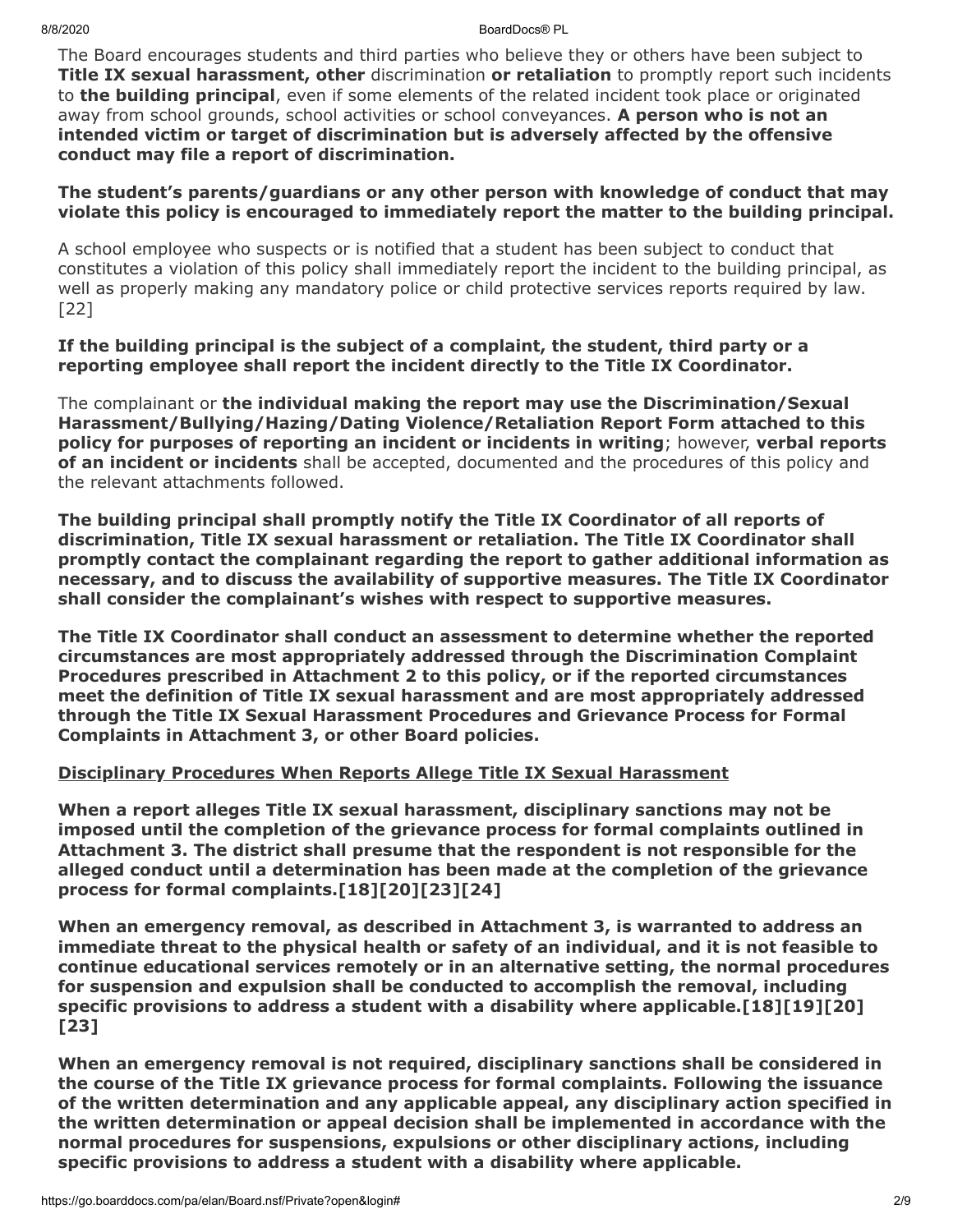The Board encourages students and third parties who believe they or others have been subject to **Title IX sexual harassment, other** discrimination **or retaliation** to promptly report such incidents to **the building principal**, even if some elements of the related incident took place or originated away from school grounds, school activities or school conveyances. **A person who is not an intended victim or target of discrimination but is adversely affected by the offensive conduct may file a report of discrimination.**

**The student's parents/guardians or any other person with knowledge of conduct that may violate this policy is encouraged to immediately report the matter to the building principal.**

A school employee who suspects or is notified that a student has been subject to conduct that constitutes a violation of this policy shall immediately report the incident to the building principal, as well as properly making any mandatory police or child protective services reports required by law.[22]

**If the building principal is the subject of a complaint, the student, third party or a reporting employee shall report the incident directly to the Title IX Coordinator.**

The complainant or **the individual making the report may use the Discrimination/Sexual Harassment/Bullying/Hazing/Dating Violence/Retaliation Report Form attached to this policy for purposes of reporting an incident or incidents in writing**; however, **verbal reports of an incident or incidents** shall be accepted, documented and the procedures of this policy and the relevant attachments followed.

**The building principal shall promptly notify the Title IX Coordinator of all reports of discrimination, Title IX sexual harassment or retaliation. The Title IX Coordinator shall promptly contact the complainant regarding the report to gather additional information as necessary, and to discuss the availability of supportive measures. The Title IX Coordinator shall consider the complainant's wishes with respect to supportive measures.**

**The Title IX Coordinator shall conduct an assessment to determine whether the reported circumstances are most appropriately addressed through the Discrimination Complaint Procedures prescribed in Attachment 2 to this policy, or if the reported circumstances meet the definition of Title IX sexual harassment and are most appropriately addressed through the Title IX Sexual Harassment Procedures and Grievance Process for Formal Complaints in Attachment 3, or other Board policies.**

**Disciplinary Procedures When Reports Allege Title IX Sexual Harassment**

**When a report alleges Title IX sexual harassment, disciplinary sanctions may not be imposed until the completion of the grievance process for formal complaints outlined in Attachment 3. The district shall presume that the respondent is not responsible for the alleged conduct until a determination has been made at the completion of the grievance process for formal complaints.[18][20][23][24]**

**When an emergency removal, as described in Attachment 3, is warranted to address an immediate threat to the physical health or safety of an individual, and it is not feasible to continue educational services remotely or in an alternative setting, the normal procedures for suspension and expulsion shall be conducted to accomplish the removal, including specific provisions to address a student with a disability where applicable.[18][19][20][23]**

**When an emergency removal is not required, disciplinary sanctions shall be considered in the course of the Title IX grievance process for formal complaints. Following the issuance of the written determination and any applicable appeal, any disciplinary action specified in the written determination or appeal decision shall be implemented in accordance with the normal procedures for suspensions, expulsions or other disciplinary actions, including specific provisions to address a student with a disability where applicable.**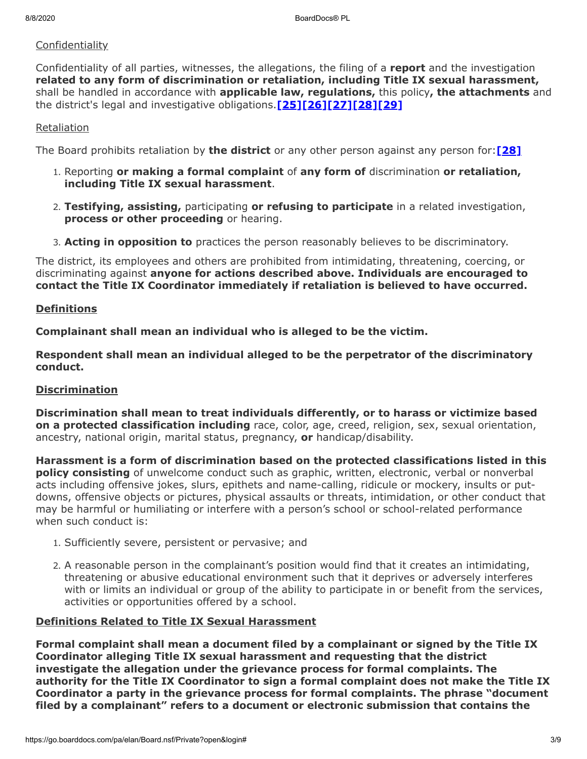Confidentiality

Confidentiality of all parties, witnesses, the allegations, the filing of a **report** and the investigation **related to any form of discrimination or retaliation, including Title IX sexual harassment,** shall be handled in accordance with **applicable law, regulations,** this policy**, the attachments** and the district's legal and investigative obligations.**[25][26][27][28][29]**

Retaliation

The Board prohibits retaliation by **the district** or any other person against any person for:**[28]**

1. Reporting **or making a formal complaint** of **any form of** discrimination **or retaliation, including Title IX sexual harassment**.
2. **Testifying, assisting,** participating **or refusing to participate** in a related investigation, **process or other proceeding** or hearing.
3. **Acting in opposition to** practices the person reasonably believes to be discriminatory.

The district, its employees and others are prohibited from intimidating, threatening, coercing, or discriminating against **anyone for actions described above. Individuals are encouraged to contact the Title IX Coordinator immediately if retaliation is believed to have occurred.**

**Definitions**

**Complainant shall mean an individual who is alleged to be the victim.**

**Respondent shall mean an individual alleged to be the perpetrator of the discriminatory conduct.**

**Discrimination**

**Discrimination shall mean to treat individuals differently, or to harass or victimize based on a protected classification including** race, color, age, creed, religion, sex, sexual orientation, ancestry, national origin, marital status, pregnancy, **or** handicap/disability.

**Harassment is a form of discrimination based on the protected classifications listed in this policy consisting** of unwelcome conduct such as graphic, written, electronic, verbal or nonverbal acts including offensive jokes, slurs, epithets and name-calling, ridicule or mockery, insults or put-downs, offensive objects or pictures, physical assaults or threats, intimidation, or other conduct that may be harmful or humiliating or interfere with a person's school or school-related performance when such conduct is:

1. Sufficiently severe, persistent or pervasive; and
2. A reasonable person in the complainant's position would find that it creates an intimidating, threatening or abusive educational environment such that it deprives or adversely interferes with or limits an individual or group of the ability to participate in or benefit from the services, activities or opportunities offered by a school.

**Definitions Related to Title IX Sexual Harassment**

**Formal complaint shall mean a document filed by a complainant or signed by the Title IX Coordinator alleging Title IX sexual harassment and requesting that the district investigate the allegation under the grievance process for formal complaints. The authority for the Title IX Coordinator to sign a formal complaint does not make the Title IX Coordinator a party in the grievance process for formal complaints. The phrase "document filed by a complainant" refers to a document or electronic submission that contains the**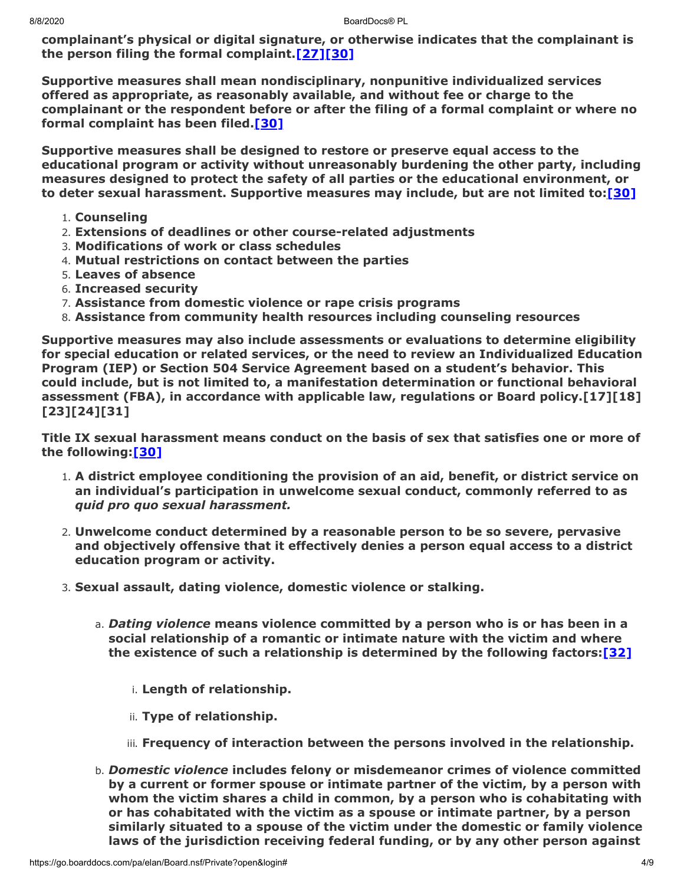**complainant's physical or digital signature, or otherwise indicates that the complainant is the person filing the formal complaint.[27][30]**

**Supportive measures shall mean nondisciplinary, nonpunitive individualized services offered as appropriate, as reasonably available, and without fee or charge to the complainant or the respondent before or after the filing of a formal complaint or where no formal complaint has been filed.[30]**

**Supportive measures shall be designed to restore or preserve equal access to the educational program or activity without unreasonably burdening the other party, including measures designed to protect the safety of all parties or the educational environment, or to deter sexual harassment. Supportive measures may include, but are not limited to:[30]**

1. **Counseling**
2. **Extensions of deadlines or other course-related adjustments**
3. **Modifications of work or class schedules**
4. **Mutual restrictions on contact between the parties**
5. **Leaves of absence**
6. **Increased security**
7. **Assistance from domestic violence or rape crisis programs**
8. **Assistance from community health resources including counseling resources**

**Supportive measures may also include assessments or evaluations to determine eligibility for special education or related services, or the need to review an Individualized Education Program (IEP) or Section 504 Service Agreement based on a student's behavior. This could include, but is not limited to, a manifestation determination or functional behavioral assessment (FBA), in accordance with applicable law, regulations or Board policy.[17][18][23][24][31]**

**Title IX sexual harassment means conduct on the basis of sex that satisfies one or more of the following:[30]**

1. **A district employee conditioning the provision of an aid, benefit, or district service on an individual's participation in unwelcome sexual conduct, commonly referred to as *quid pro quo sexual harassment.***

2. **Unwelcome conduct determined by a reasonable person to be so severe, pervasive and objectively offensive that it effectively denies a person equal access to a district education program or activity.**

3. **Sexual assault, dating violence, domestic violence or stalking.**

    a. ***Dating violence* means violence committed by a person who is or has been in a social relationship of a romantic or intimate nature with the victim and where the existence of such a relationship is determined by the following factors:[32]**

        i. **Length of relationship.**

        ii. **Type of relationship.**

        iii. **Frequency of interaction between the persons involved in the relationship.**

    b. ***Domestic violence* includes felony or misdemeanor crimes of violence committed by a current or former spouse or intimate partner of the victim, by a person with whom the victim shares a child in common, by a person who is cohabitating with or has cohabitated with the victim as a spouse or intimate partner, by a person similarly situated to a spouse of the victim under the domestic or family violence laws of the jurisdiction receiving federal funding, or by any other person against**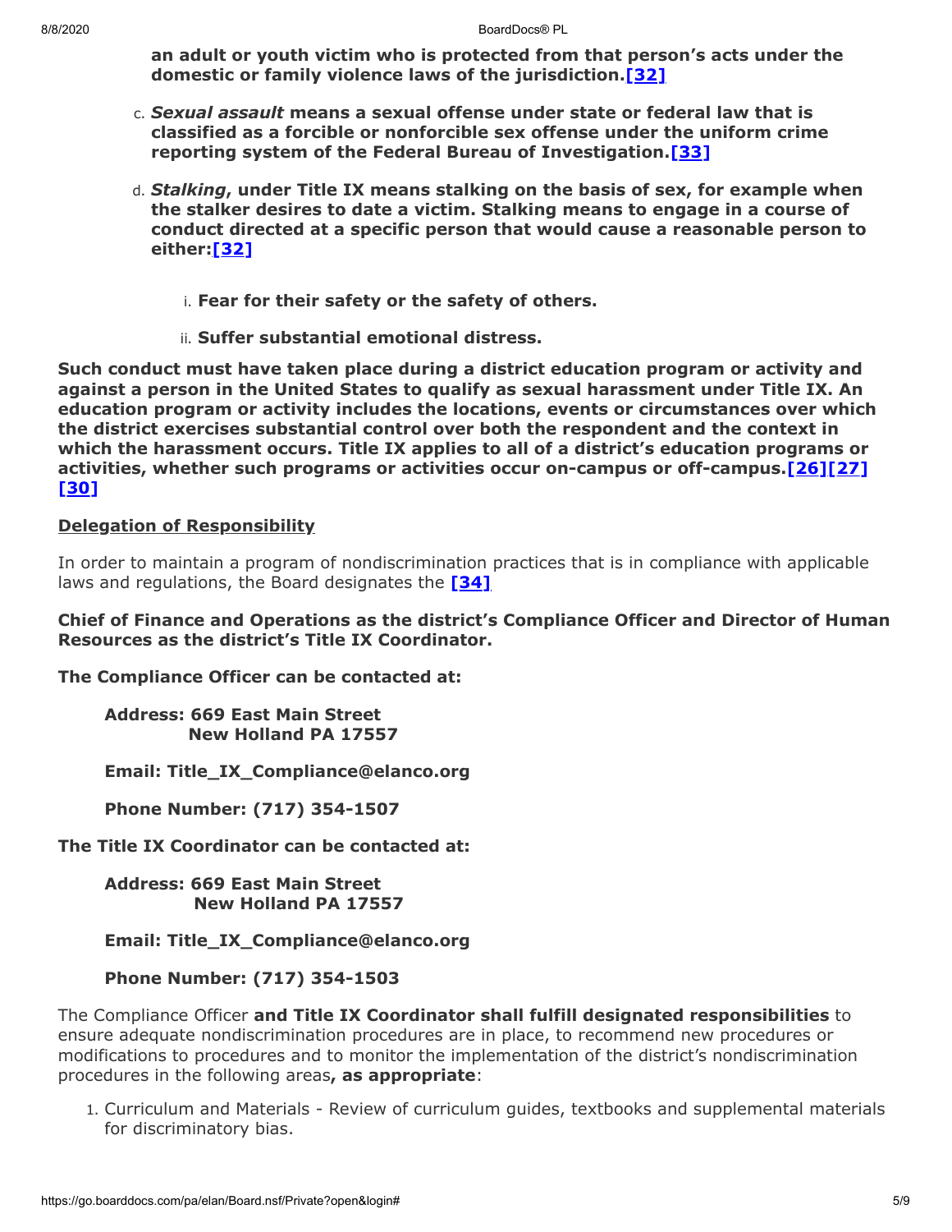**an adult or youth victim who is protected from that person's acts under the domestic or family violence laws of the jurisdiction.[32]**

c. ***Sexual assault* means a sexual offense under state or federal law that is classified as a forcible or nonforcible sex offense under the uniform crime reporting system of the Federal Bureau of Investigation.[33]**

d. ***Stalking*, under Title IX means stalking on the basis of sex, for example when the stalker desires to date a victim. Stalking means to engage in a course of conduct directed at a specific person that would cause a reasonable person to either:[32]**

   i. **Fear for their safety or the safety of others.**

   ii. **Suffer substantial emotional distress.**

**Such conduct must have taken place during a district education program or activity and against a person in the United States to qualify as sexual harassment under Title IX. An education program or activity includes the locations, events or circumstances over which the district exercises substantial control over both the respondent and the context in which the harassment occurs. Title IX applies to all of a district's education programs or activities, whether such programs or activities occur on-campus or off-campus.[26][27][30]**

<u>**Delegation of Responsibility**</u>

In order to maintain a program of nondiscrimination practices that is in compliance with applicable laws and regulations, the Board designates the **[34]**

**Chief of Finance and Operations as the district's Compliance Officer and Director of Human Resources as the district's Title IX Coordinator.**

**The Compliance Officer can be contacted at:**

**Address: 669 East Main Street**
**New Holland PA 17557**

**Email: Title_IX_Compliance@elanco.org**

**Phone Number: (717) 354-1507**

**The Title IX Coordinator can be contacted at:**

**Address: 669 East Main Street**
**New Holland PA 17557**

**Email: Title_IX_Compliance@elanco.org**

**Phone Number: (717) 354-1503**

The Compliance Officer **and Title IX Coordinator shall fulfill designated responsibilities** to ensure adequate nondiscrimination procedures are in place, to recommend new procedures or modifications to procedures and to monitor the implementation of the district's nondiscrimination procedures in the following areas**, as appropriate**:

1. Curriculum and Materials - Review of curriculum guides, textbooks and supplemental materials for discriminatory bias.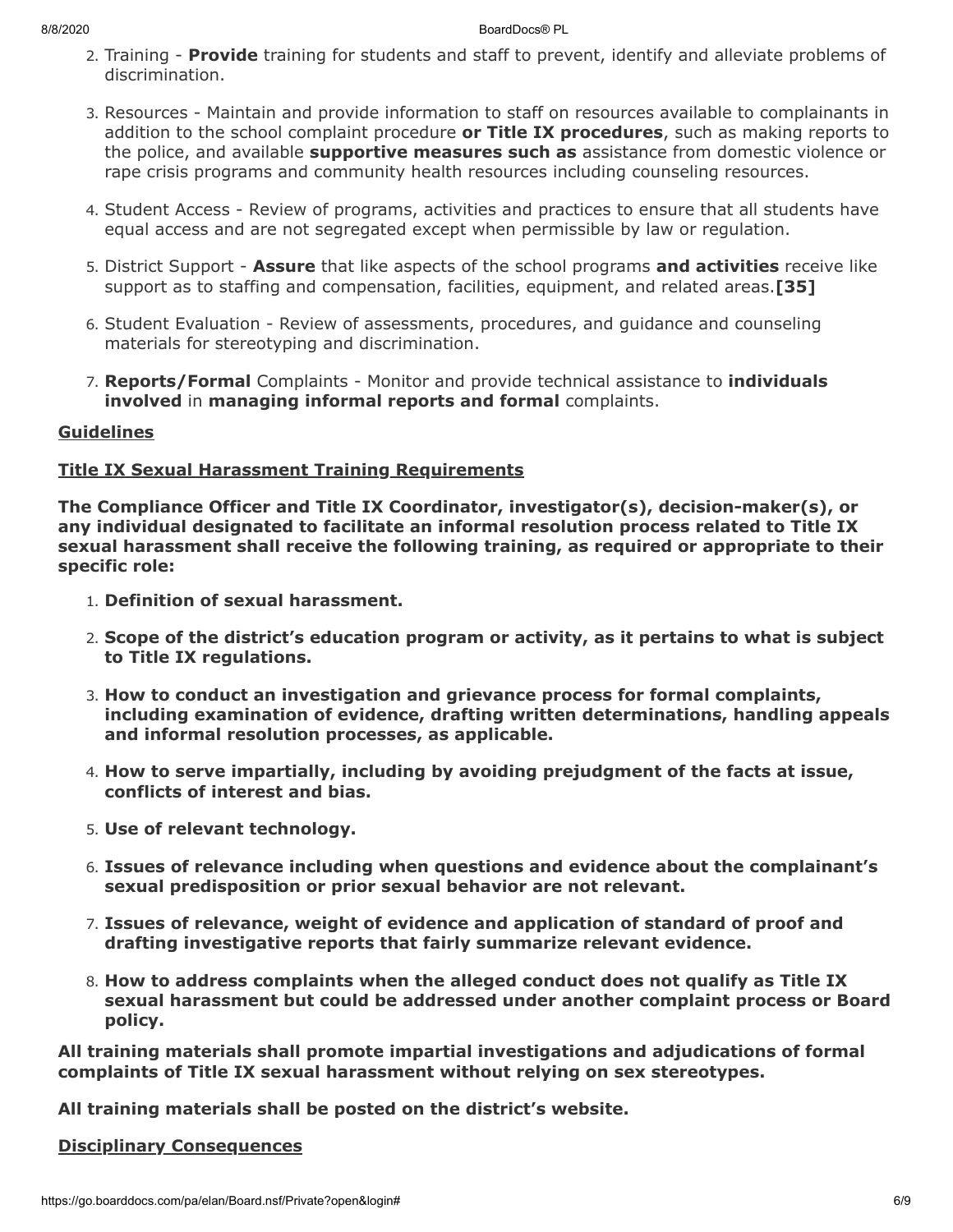2. Training - **Provide** training for students and staff to prevent, identify and alleviate problems of discrimination.

3. Resources - Maintain and provide information to staff on resources available to complainants in addition to the school complaint procedure **or Title IX procedures**, such as making reports to the police, and available **supportive measures such as** assistance from domestic violence or rape crisis programs and community health resources including counseling resources.

4. Student Access - Review of programs, activities and practices to ensure that all students have equal access and are not segregated except when permissible by law or regulation.

5. District Support - **Assure** that like aspects of the school programs **and activities** receive like support as to staffing and compensation, facilities, equipment, and related areas.**[35]**

6. Student Evaluation - Review of assessments, procedures, and guidance and counseling materials for stereotyping and discrimination.

7. **Reports/Formal** Complaints - Monitor and provide technical assistance to **individuals involved** in **managing informal reports and formal** complaints.

**Guidelines**

**Title IX Sexual Harassment Training Requirements**

**The Compliance Officer and Title IX Coordinator, investigator(s), decision-maker(s), or any individual designated to facilitate an informal resolution process related to Title IX sexual harassment shall receive the following training, as required or appropriate to their specific role:**

1. **Definition of sexual harassment.**

2. **Scope of the district's education program or activity, as it pertains to what is subject to Title IX regulations.**

3. **How to conduct an investigation and grievance process for formal complaints, including examination of evidence, drafting written determinations, handling appeals and informal resolution processes, as applicable.**

4. **How to serve impartially, including by avoiding prejudgment of the facts at issue, conflicts of interest and bias.**

5. **Use of relevant technology.**

6. **Issues of relevance including when questions and evidence about the complainant's sexual predisposition or prior sexual behavior are not relevant.**

7. **Issues of relevance, weight of evidence and application of standard of proof and drafting investigative reports that fairly summarize relevant evidence.**

8. **How to address complaints when the alleged conduct does not qualify as Title IX sexual harassment but could be addressed under another complaint process or Board policy.**

**All training materials shall promote impartial investigations and adjudications of formal complaints of Title IX sexual harassment without relying on sex stereotypes.**

**All training materials shall be posted on the district's website.**

**Disciplinary Consequences**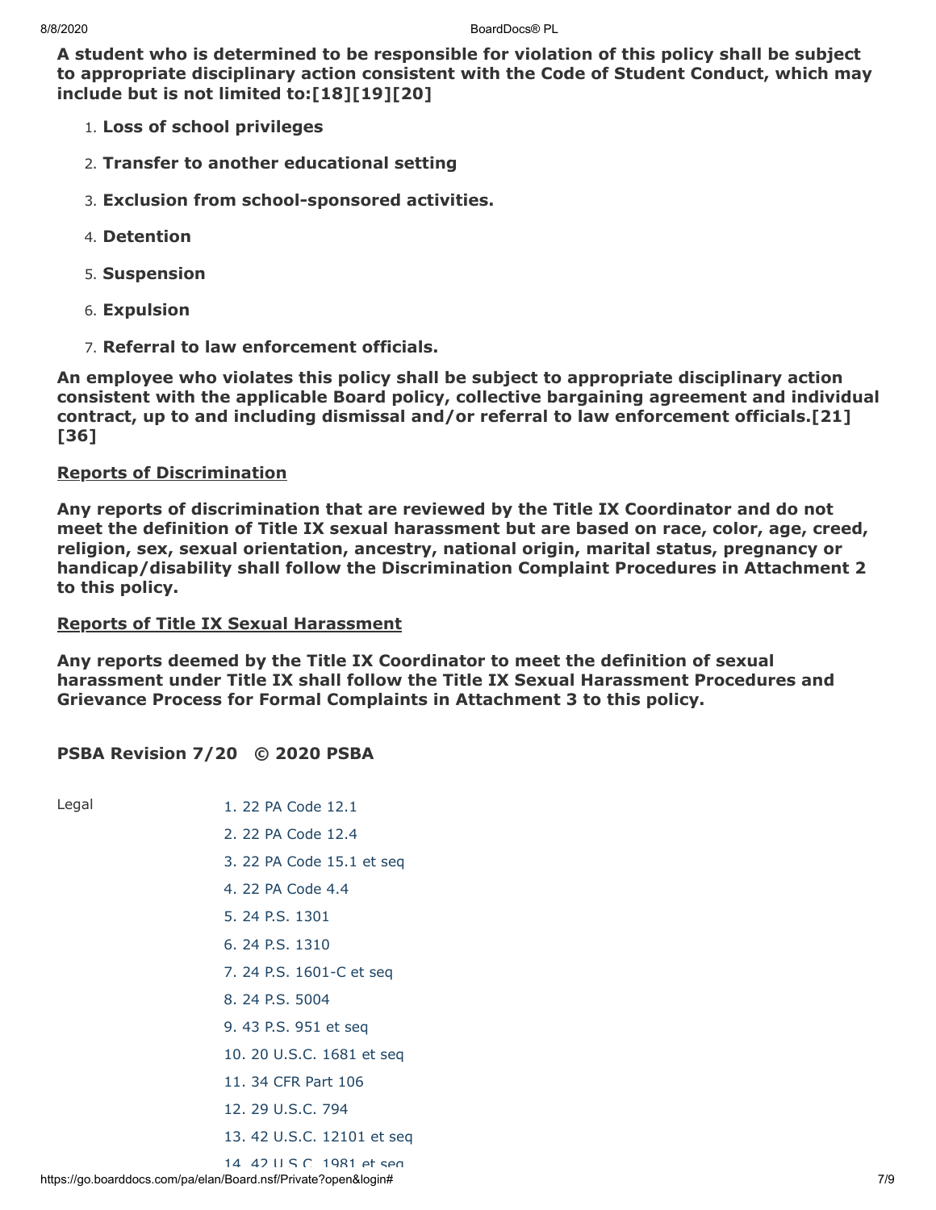**A student who is determined to be responsible for violation of this policy shall be subject to appropriate disciplinary action consistent with the Code of Student Conduct, which may include but is not limited to:[18][19][20]**

1. **Loss of school privileges**
2. **Transfer to another educational setting**
3. **Exclusion from school-sponsored activities.**
4. **Detention**
5. **Suspension**
6. **Expulsion**
7. **Referral to law enforcement officials.**

**An employee who violates this policy shall be subject to appropriate disciplinary action consistent with the applicable Board policy, collective bargaining agreement and individual contract, up to and including dismissal and/or referral to law enforcement officials.[21][36]**

**<u>Reports of Discrimination</u>**

**Any reports of discrimination that are reviewed by the Title IX Coordinator and do not meet the definition of Title IX sexual harassment but are based on race, color, age, creed, religion, sex, sexual orientation, ancestry, national origin, marital status, pregnancy or handicap/disability shall follow the Discrimination Complaint Procedures in Attachment 2 to this policy.**

**<u>Reports of Title IX Sexual Harassment</u>**

**Any reports deemed by the Title IX Coordinator to meet the definition of sexual harassment under Title IX shall follow the Title IX Sexual Harassment Procedures and Grievance Process for Formal Complaints in Attachment 3 to this policy.**

**PSBA Revision 7/20 © 2020 PSBA**

Legal

1. 22 PA Code 12.1
2. 22 PA Code 12.4
3. 22 PA Code 15.1 et seq
4. 22 PA Code 4.4
5. 24 P.S. 1301
6. 24 P.S. 1310
7. 24 P.S. 1601-C et seq
8. 24 P.S. 5004
9. 43 P.S. 951 et seq
10. 20 U.S.C. 1681 et seq
11. 34 CFR Part 106
12. 29 U.S.C. 794
13. 42 U.S.C. 12101 et seq
14. 42 U.S.C. 1981 et seq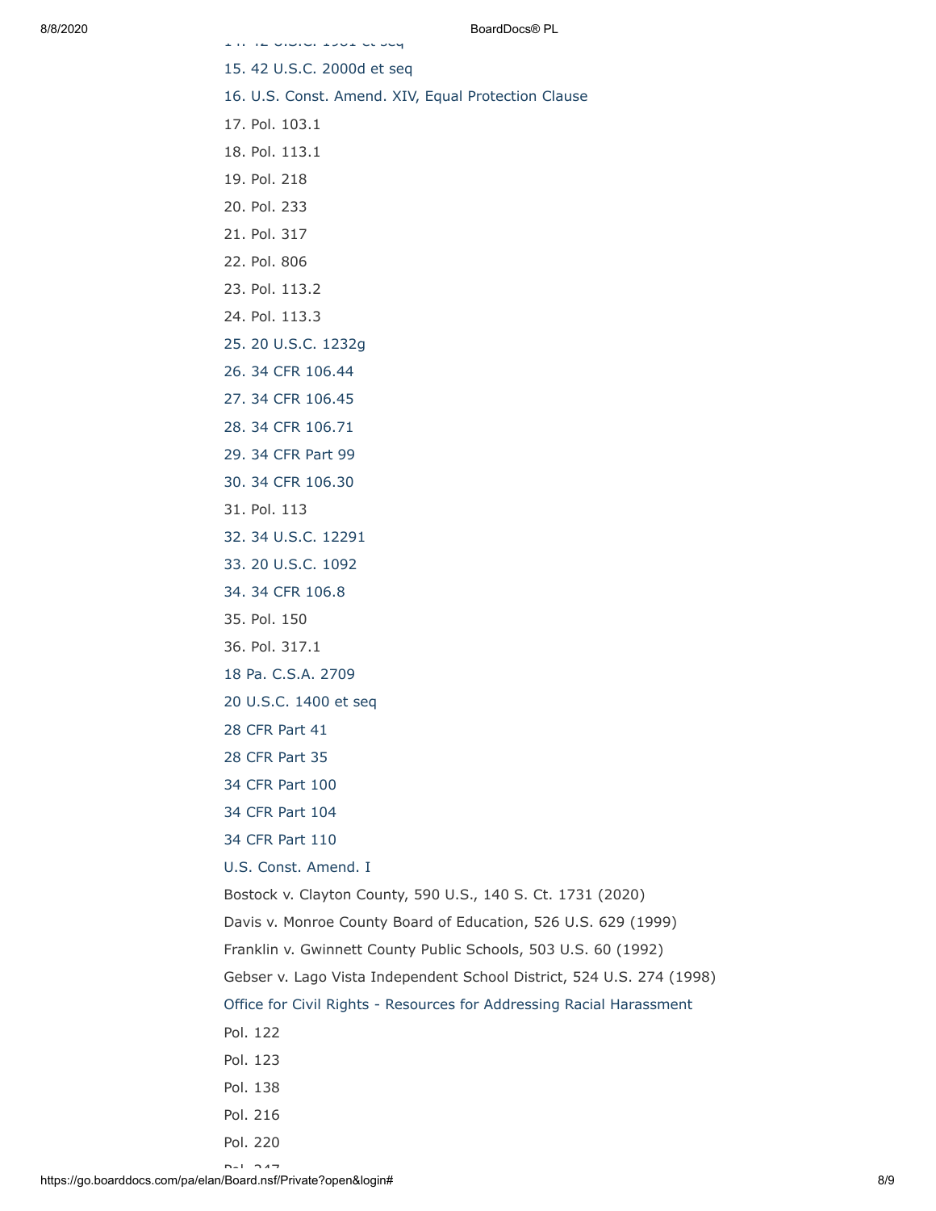15. 42 U.S.C. 2000d et seq
16. U.S. Const. Amend. XIV, Equal Protection Clause
17. Pol. 103.1
18. Pol. 113.1
19. Pol. 218
20. Pol. 233
21. Pol. 317
22. Pol. 806
23. Pol. 113.2
24. Pol. 113.3
25. 20 U.S.C. 1232g
26. 34 CFR 106.44
27. 34 CFR 106.45
28. 34 CFR 106.71
29. 34 CFR Part 99
30. 34 CFR 106.30
31. Pol. 113
32. 34 U.S.C. 12291
33. 20 U.S.C. 1092
34. 34 CFR 106.8
35. Pol. 150
36. Pol. 317.1

18 Pa. C.S.A. 2709

20 U.S.C. 1400 et seq

28 CFR Part 41

28 CFR Part 35

34 CFR Part 100

34 CFR Part 104

34 CFR Part 110

U.S. Const. Amend. I

Bostock v. Clayton County, 590 U.S., 140 S. Ct. 1731 (2020)

Davis v. Monroe County Board of Education, 526 U.S. 629 (1999)

Franklin v. Gwinnett County Public Schools, 503 U.S. 60 (1992)

Gebser v. Lago Vista Independent School District, 524 U.S. 274 (1998)

Office for Civil Rights - Resources for Addressing Racial Harassment

Pol. 122

Pol. 123

Pol. 138

Pol. 216

Pol. 220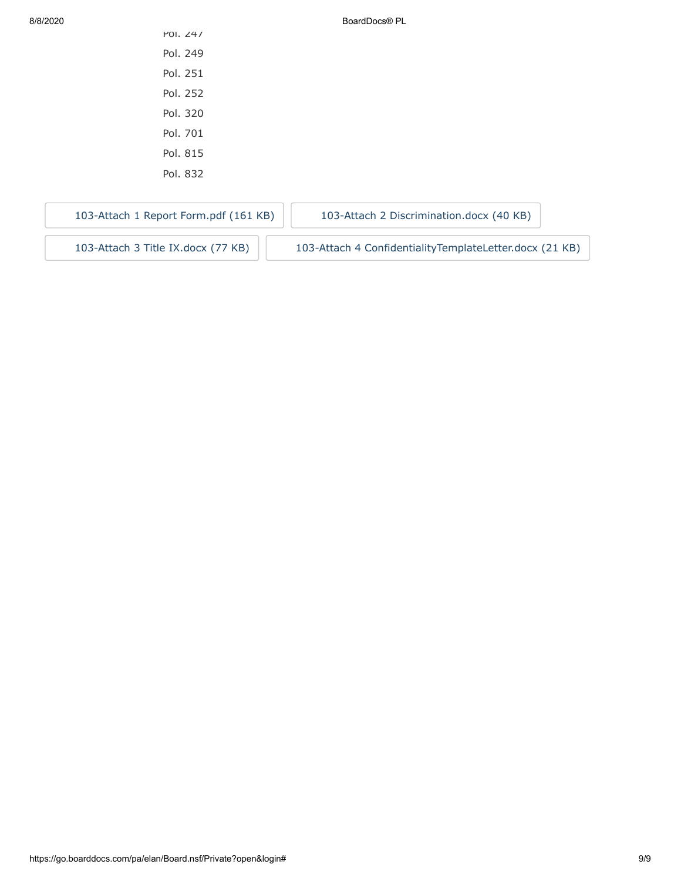Pol. 247

Pol. 249

Pol. 251

Pol. 252

Pol. 320

Pol. 701

Pol. 815

Pol. 832

103-Attach 1 Report Form.pdf (161 KB)

103-Attach 2 Discrimination.docx (40 KB)

103-Attach 3 Title IX.docx (77 KB)

103-Attach 4 ConfidentialityTemplateLetter.docx (21 KB)